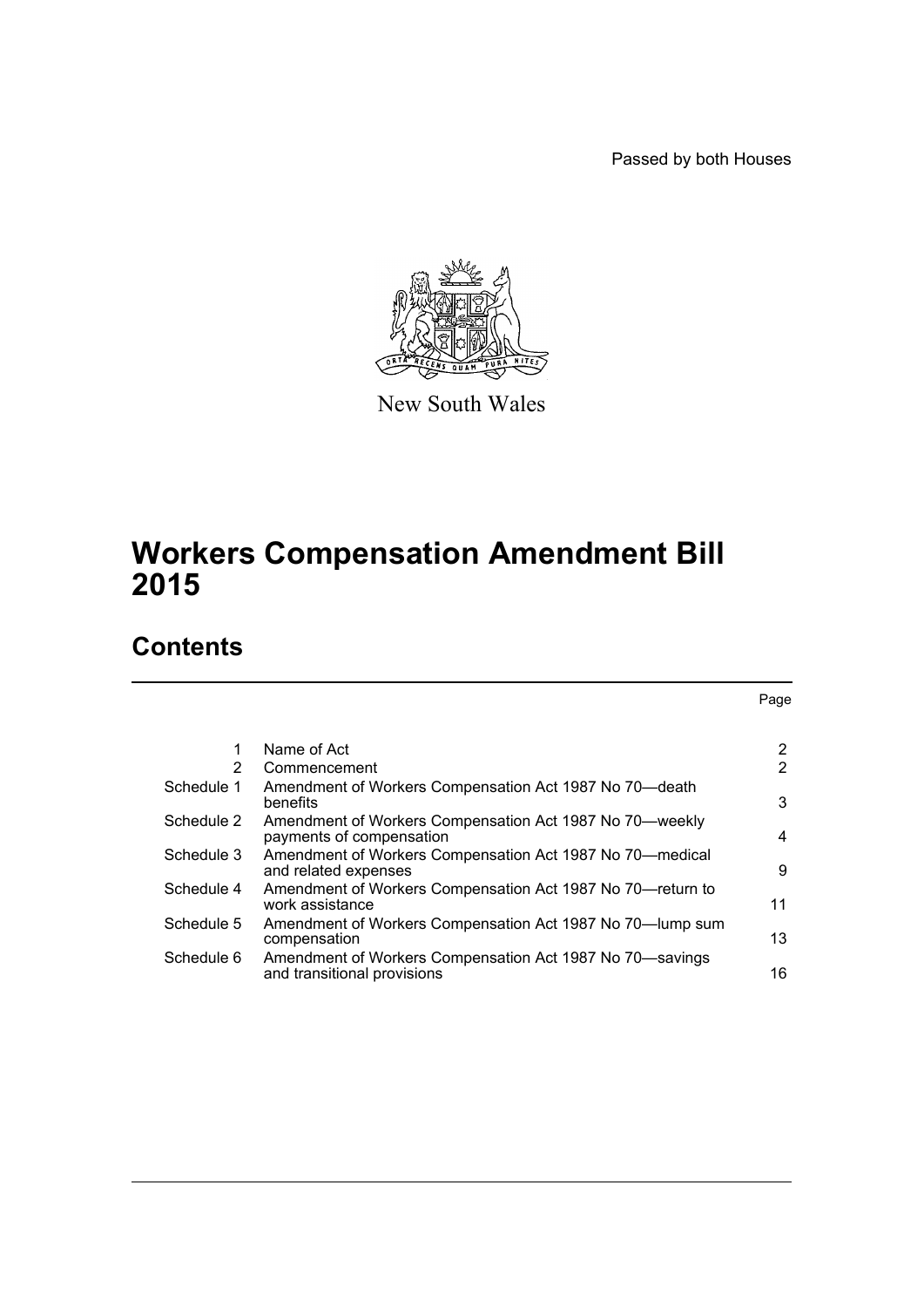Passed by both Houses

New South Wales

# Workers Compensation Amendment Bill 2015

## Contents

| | | Page |
|---|---|---|
| 1 | Name of Act | 2 |
| 2 | Commencement | 2 |
| Schedule 1 | Amendment of Workers Compensation Act 1987 No 70—death benefits | 3 |
| Schedule 2 | Amendment of Workers Compensation Act 1987 No 70—weekly payments of compensation | 4 |
| Schedule 3 | Amendment of Workers Compensation Act 1987 No 70—medical and related expenses | 9 |
| Schedule 4 | Amendment of Workers Compensation Act 1987 No 70—return to work assistance | 11 |
| Schedule 5 | Amendment of Workers Compensation Act 1987 No 70—lump sum compensation | 13 |
| Schedule 6 | Amendment of Workers Compensation Act 1987 No 70—savings and transitional provisions | 16 |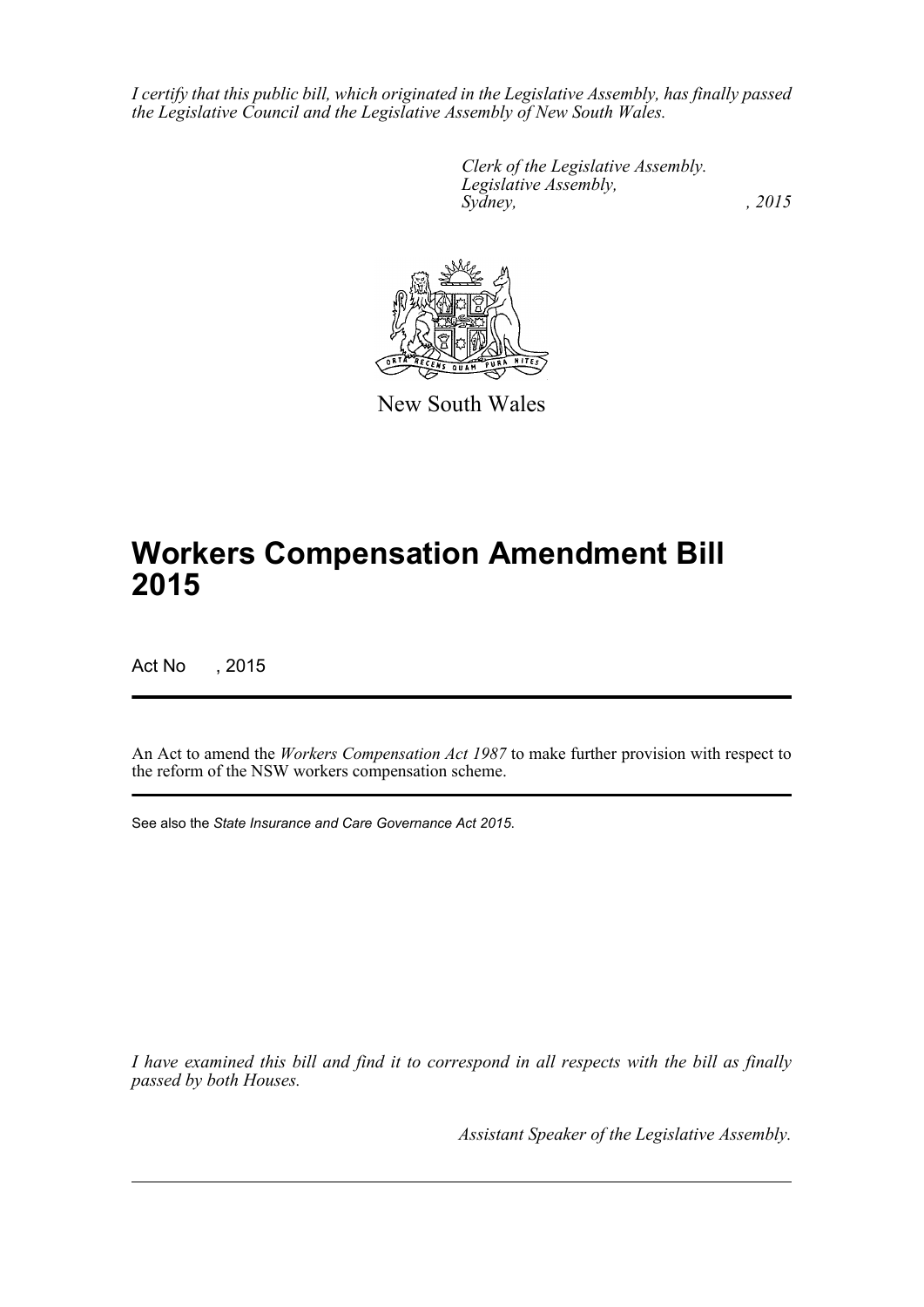*I certify that this public bill, which originated in the Legislative Assembly, has finally passed the Legislative Council and the Legislative Assembly of New South Wales.*

*Clerk of the Legislative Assembly.*
*Legislative Assembly,*
*Sydney, , 2015*

New South Wales

# Workers Compensation Amendment Bill 2015

Act No , 2015

An Act to amend the *Workers Compensation Act 1987* to make further provision with respect to the reform of the NSW workers compensation scheme.

See also the *State Insurance and Care Governance Act 2015*.

*I have examined this bill and find it to correspond in all respects with the bill as finally passed by both Houses.*

*Assistant Speaker of the Legislative Assembly.*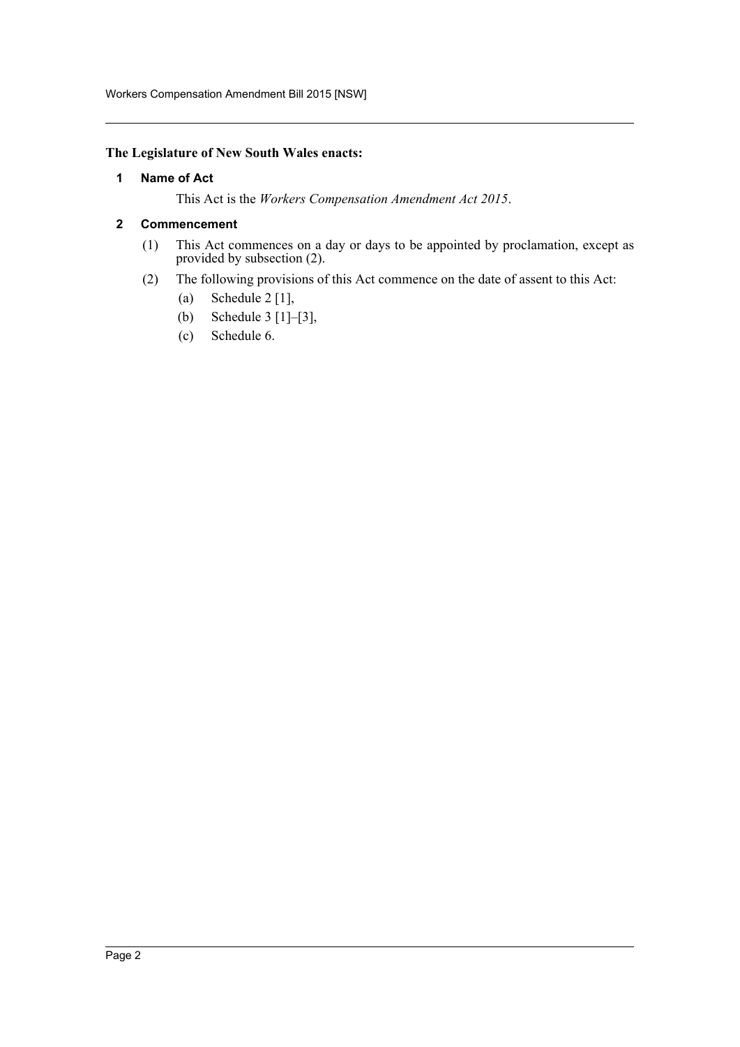**The Legislature of New South Wales enacts:**

## 1 Name of Act

This Act is the *Workers Compensation Amendment Act 2015*.

## 2 Commencement

(1) This Act commences on a day or days to be appointed by proclamation, except as provided by subsection (2).

(2) The following provisions of this Act commence on the date of assent to this Act:

- (a) Schedule 2 [1],
- (b) Schedule 3 [1]–[3],
- (c) Schedule 6.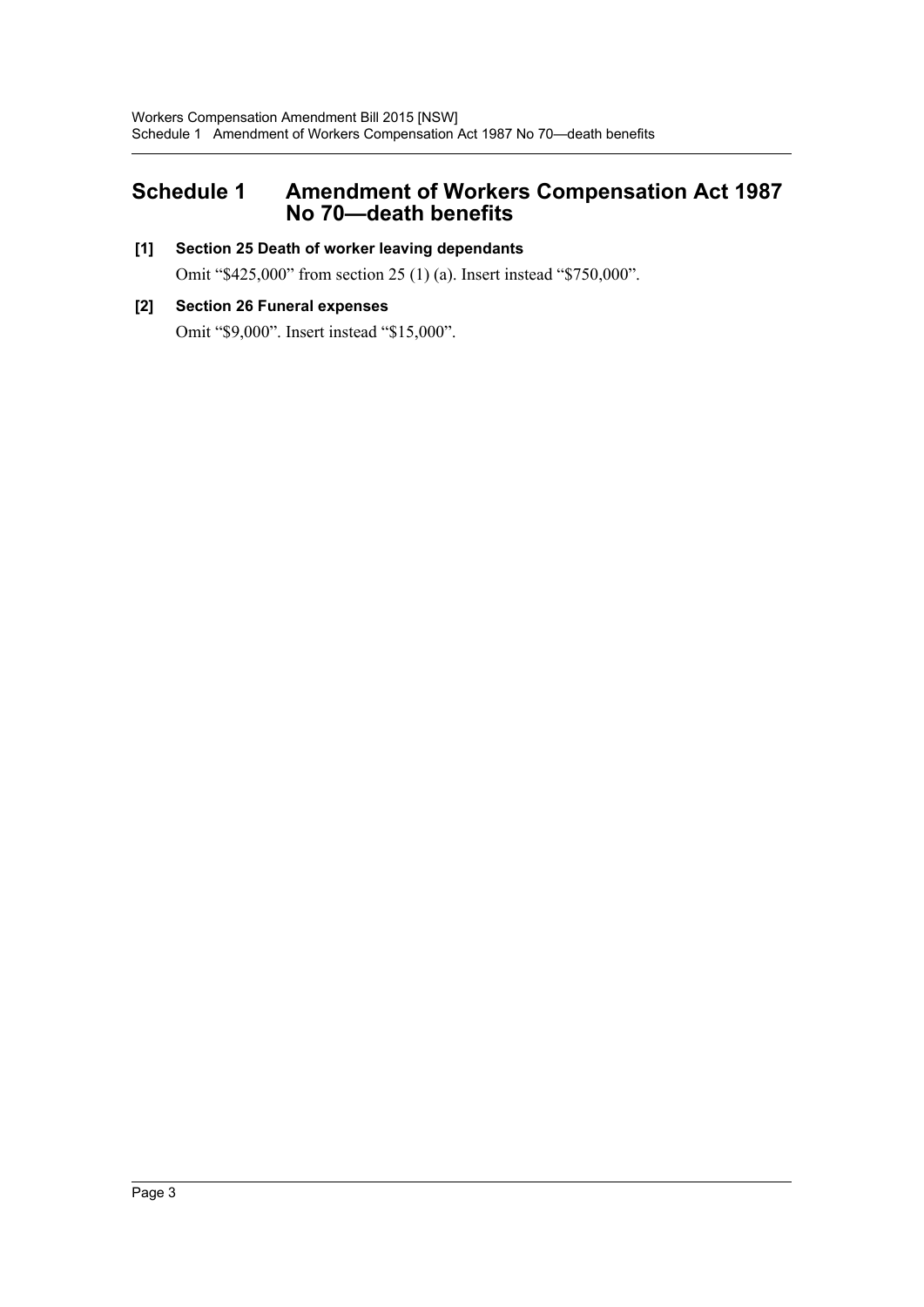# Schedule 1 Amendment of Workers Compensation Act 1987 No 70—death benefits

**[1] Section 25 Death of worker leaving dependants**

Omit "$425,000" from section 25 (1) (a). Insert instead "$750,000".

**[2] Section 26 Funeral expenses**

Omit "$9,000". Insert instead "$15,000".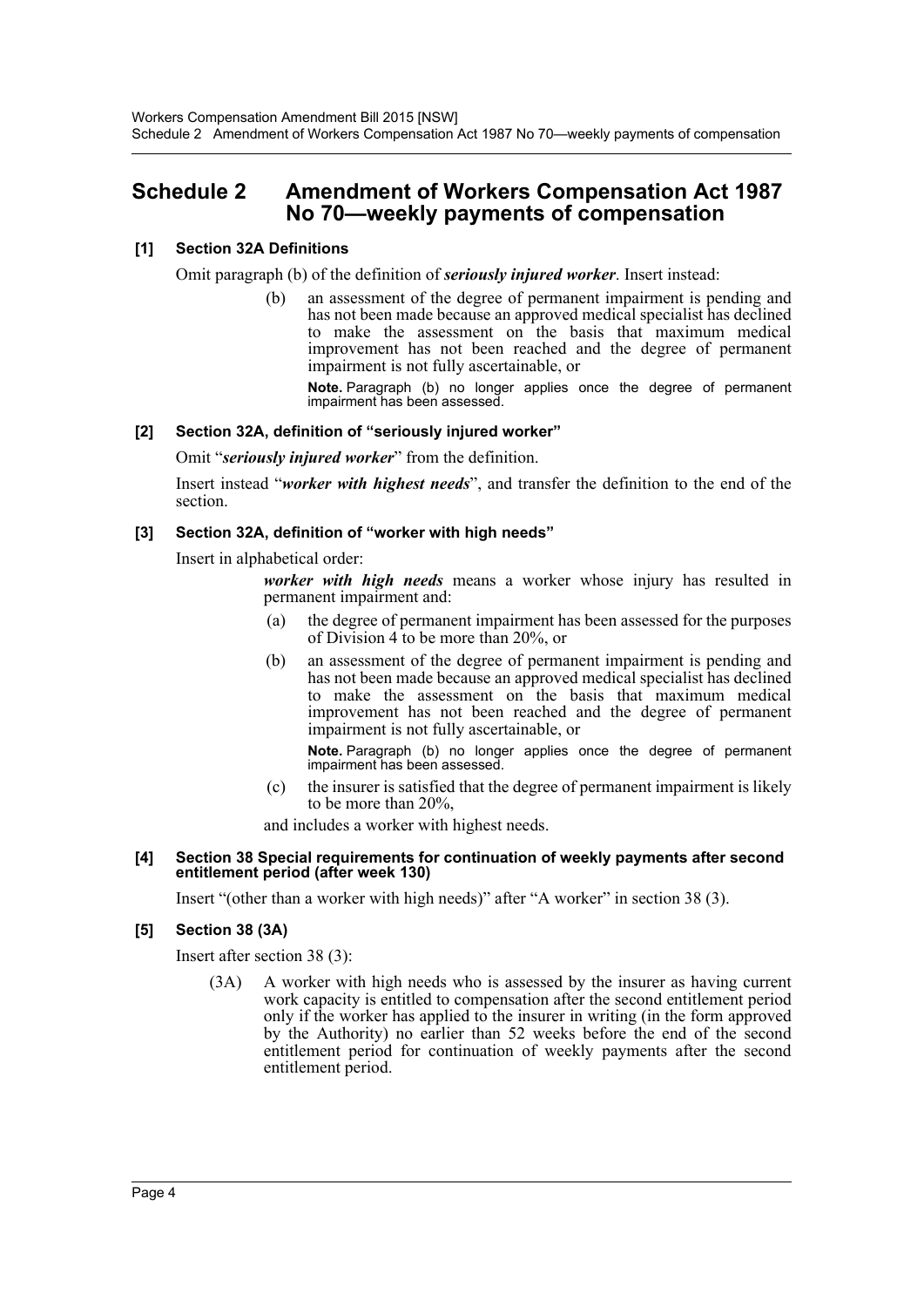## Schedule 2 Amendment of Workers Compensation Act 1987 No 70—weekly payments of compensation

### [1] Section 32A Definitions

Omit paragraph (b) of the definition of ***seriously injured worker***. Insert instead:

> (b) an assessment of the degree of permanent impairment is pending and has not been made because an approved medical specialist has declined to make the assessment on the basis that maximum medical improvement has not been reached and the degree of permanent impairment is not fully ascertainable, or
>
> **Note.** Paragraph (b) no longer applies once the degree of permanent impairment has been assessed.

### [2] Section 32A, definition of "seriously injured worker"

Omit "***seriously injured worker***" from the definition.

Insert instead "***worker with highest needs***", and transfer the definition to the end of the section.

### [3] Section 32A, definition of "worker with high needs"

Insert in alphabetical order:

> ***worker with high needs*** means a worker whose injury has resulted in permanent impairment and:
>
> (a) the degree of permanent impairment has been assessed for the purposes of Division 4 to be more than 20%, or
>
> (b) an assessment of the degree of permanent impairment is pending and has not been made because an approved medical specialist has declined to make the assessment on the basis that maximum medical improvement has not been reached and the degree of permanent impairment is not fully ascertainable, or
>
> **Note.** Paragraph (b) no longer applies once the degree of permanent impairment has been assessed.
>
> (c) the insurer is satisfied that the degree of permanent impairment is likely to be more than 20%,
>
> and includes a worker with highest needs.

### [4] Section 38 Special requirements for continuation of weekly payments after second entitlement period (after week 130)

Insert "(other than a worker with high needs)" after "A worker" in section 38 (3).

### [5] Section 38 (3A)

Insert after section 38 (3):

> (3A) A worker with high needs who is assessed by the insurer as having current work capacity is entitled to compensation after the second entitlement period only if the worker has applied to the insurer in writing (in the form approved by the Authority) no earlier than 52 weeks before the end of the second entitlement period for continuation of weekly payments after the second entitlement period.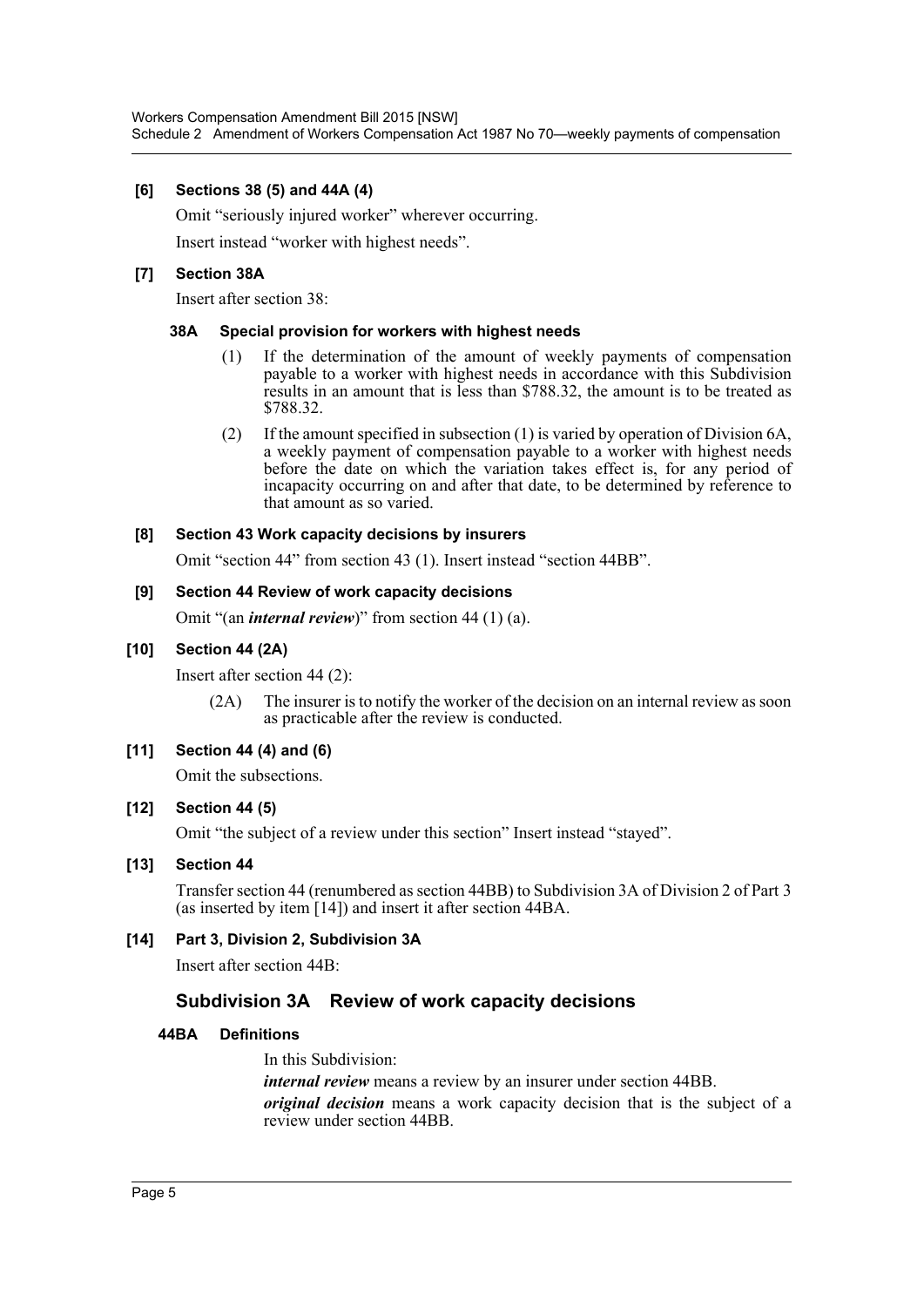**[6] Sections 38 (5) and 44A (4)**

Omit "seriously injured worker" wherever occurring.

Insert instead "worker with highest needs".

**[7] Section 38A**

Insert after section 38:

**38A Special provision for workers with highest needs**

(1) If the determination of the amount of weekly payments of compensation payable to a worker with highest needs in accordance with this Subdivision results in an amount that is less than $788.32, the amount is to be treated as $788.32.

(2) If the amount specified in subsection (1) is varied by operation of Division 6A, a weekly payment of compensation payable to a worker with highest needs before the date on which the variation takes effect is, for any period of incapacity occurring on and after that date, to be determined by reference to that amount as so varied.

**[8] Section 43 Work capacity decisions by insurers**

Omit "section 44" from section 43 (1). Insert instead "section 44BB".

**[9] Section 44 Review of work capacity decisions**

Omit "(an ***internal review***)" from section 44 (1) (a).

**[10] Section 44 (2A)**

Insert after section 44 (2):

(2A) The insurer is to notify the worker of the decision on an internal review as soon as practicable after the review is conducted.

**[11] Section 44 (4) and (6)**

Omit the subsections.

**[12] Section 44 (5)**

Omit "the subject of a review under this section" Insert instead "stayed".

**[13] Section 44**

Transfer section 44 (renumbered as section 44BB) to Subdivision 3A of Division 2 of Part 3 (as inserted by item [14]) and insert it after section 44BA.

**[14] Part 3, Division 2, Subdivision 3A**

Insert after section 44B:

## Subdivision 3A Review of work capacity decisions

**44BA Definitions**

In this Subdivision:

***internal review*** means a review by an insurer under section 44BB.

***original decision*** means a work capacity decision that is the subject of a review under section 44BB.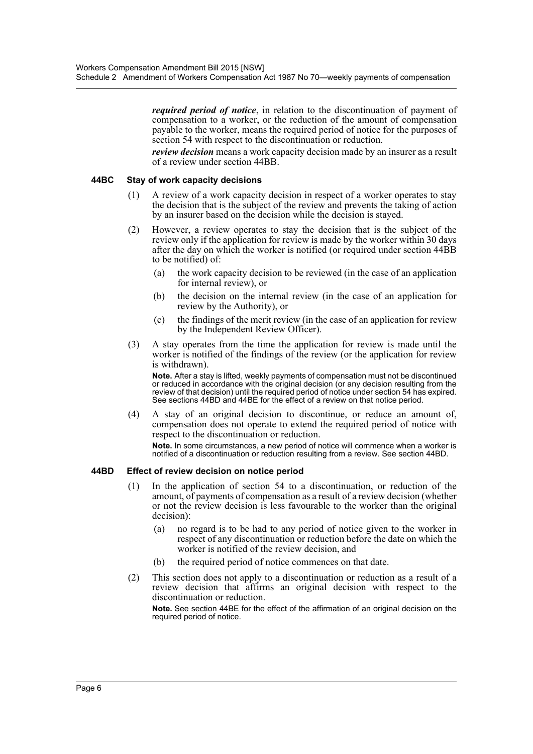***required period of notice***, in relation to the discontinuation of payment of compensation to a worker, or the reduction of the amount of compensation payable to the worker, means the required period of notice for the purposes of section 54 with respect to the discontinuation or reduction.

***review decision*** means a work capacity decision made by an insurer as a result of a review under section 44BB.

### 44BC Stay of work capacity decisions

(1) A review of a work capacity decision in respect of a worker operates to stay the decision that is the subject of the review and prevents the taking of action by an insurer based on the decision while the decision is stayed.

(2) However, a review operates to stay the decision that is the subject of the review only if the application for review is made by the worker within 30 days after the day on which the worker is notified (or required under section 44BB to be notified) of:

- (a) the work capacity decision to be reviewed (in the case of an application for internal review), or
- (b) the decision on the internal review (in the case of an application for review by the Authority), or
- (c) the findings of the merit review (in the case of an application for review by the Independent Review Officer).

(3) A stay operates from the time the application for review is made until the worker is notified of the findings of the review (or the application for review is withdrawn).

**Note.** After a stay is lifted, weekly payments of compensation must not be discontinued or reduced in accordance with the original decision (or any decision resulting from the review of that decision) until the required period of notice under section 54 has expired. See sections 44BD and 44BE for the effect of a review on that notice period.

(4) A stay of an original decision to discontinue, or reduce an amount of, compensation does not operate to extend the required period of notice with respect to the discontinuation or reduction.

**Note.** In some circumstances, a new period of notice will commence when a worker is notified of a discontinuation or reduction resulting from a review. See section 44BD.

### 44BD Effect of review decision on notice period

(1) In the application of section 54 to a discontinuation, or reduction of the amount, of payments of compensation as a result of a review decision (whether or not the review decision is less favourable to the worker than the original decision):

- (a) no regard is to be had to any period of notice given to the worker in respect of any discontinuation or reduction before the date on which the worker is notified of the review decision, and
- (b) the required period of notice commences on that date.

(2) This section does not apply to a discontinuation or reduction as a result of a review decision that affirms an original decision with respect to the discontinuation or reduction.

**Note.** See section 44BE for the effect of the affirmation of an original decision on the required period of notice.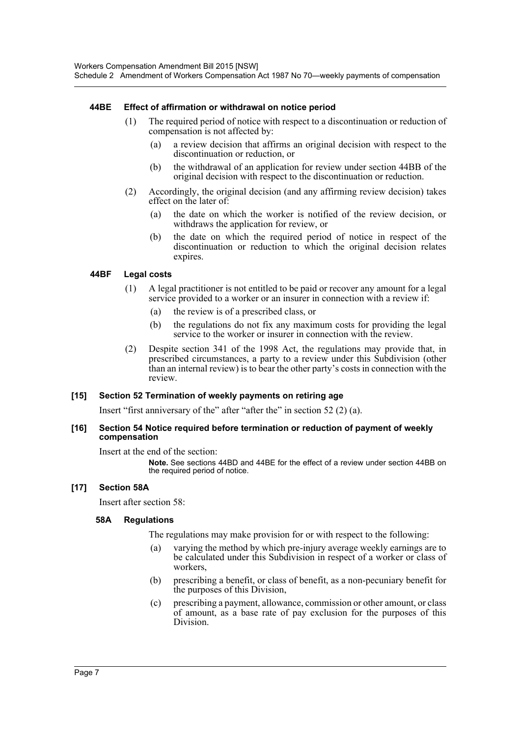#### 44BE Effect of affirmation or withdrawal on notice period

(1) The required period of notice with respect to a discontinuation or reduction of compensation is not affected by:

(a) a review decision that affirms an original decision with respect to the discontinuation or reduction, or

(b) the withdrawal of an application for review under section 44BB of the original decision with respect to the discontinuation or reduction.

(2) Accordingly, the original decision (and any affirming review decision) takes effect on the later of:

(a) the date on which the worker is notified of the review decision, or withdraws the application for review, or

(b) the date on which the required period of notice in respect of the discontinuation or reduction to which the original decision relates expires.

#### 44BF Legal costs

(1) A legal practitioner is not entitled to be paid or recover any amount for a legal service provided to a worker or an insurer in connection with a review if:

(a) the review is of a prescribed class, or

(b) the regulations do not fix any maximum costs for providing the legal service to the worker or insurer in connection with the review.

(2) Despite section 341 of the 1998 Act, the regulations may provide that, in prescribed circumstances, a party to a review under this Subdivision (other than an internal review) is to bear the other party's costs in connection with the review.

### [15] Section 52 Termination of weekly payments on retiring age

Insert "first anniversary of the" after "after the" in section 52 (2) (a).

### [16] Section 54 Notice required before termination or reduction of payment of weekly compensation

Insert at the end of the section:

**Note.** See sections 44BD and 44BE for the effect of a review under section 44BB on the required period of notice.

### [17] Section 58A

Insert after section 58:

#### 58A Regulations

The regulations may make provision for or with respect to the following:

(a) varying the method by which pre-injury average weekly earnings are to be calculated under this Subdivision in respect of a worker or class of workers,

(b) prescribing a benefit, or class of benefit, as a non-pecuniary benefit for the purposes of this Division,

(c) prescribing a payment, allowance, commission or other amount, or class of amount, as a base rate of pay exclusion for the purposes of this Division.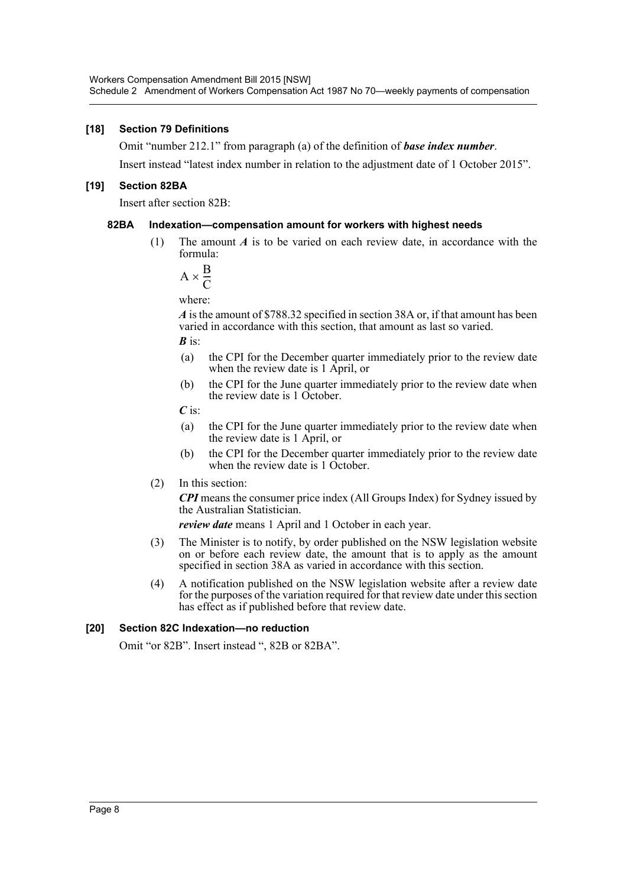**[18] Section 79 Definitions**

Omit "number 212.1" from paragraph (a) of the definition of ***base index number***.

Insert instead "latest index number in relation to the adjustment date of 1 October 2015".

**[19] Section 82BA**

Insert after section 82B:

**82BA Indexation—compensation amount for workers with highest needs**

(1) The amount ***A*** is to be varied on each review date, in accordance with the formula:

$$A \times \frac{B}{C}$$

where:

***A*** is the amount of $788.32 specified in section 38A or, if that amount has been varied in accordance with this section, that amount as last so varied.

***B*** is:

(a) the CPI for the December quarter immediately prior to the review date when the review date is 1 April, or

(b) the CPI for the June quarter immediately prior to the review date when the review date is 1 October.

***C*** is:

(a) the CPI for the June quarter immediately prior to the review date when the review date is 1 April, or

(b) the CPI for the December quarter immediately prior to the review date when the review date is 1 October.

(2) In this section:

***CPI*** means the consumer price index (All Groups Index) for Sydney issued by the Australian Statistician.

***review date*** means 1 April and 1 October in each year.

(3) The Minister is to notify, by order published on the NSW legislation website on or before each review date, the amount that is to apply as the amount specified in section 38A as varied in accordance with this section.

(4) A notification published on the NSW legislation website after a review date for the purposes of the variation required for that review date under this section has effect as if published before that review date.

**[20] Section 82C Indexation—no reduction**

Omit "or 82B". Insert instead ", 82B or 82BA".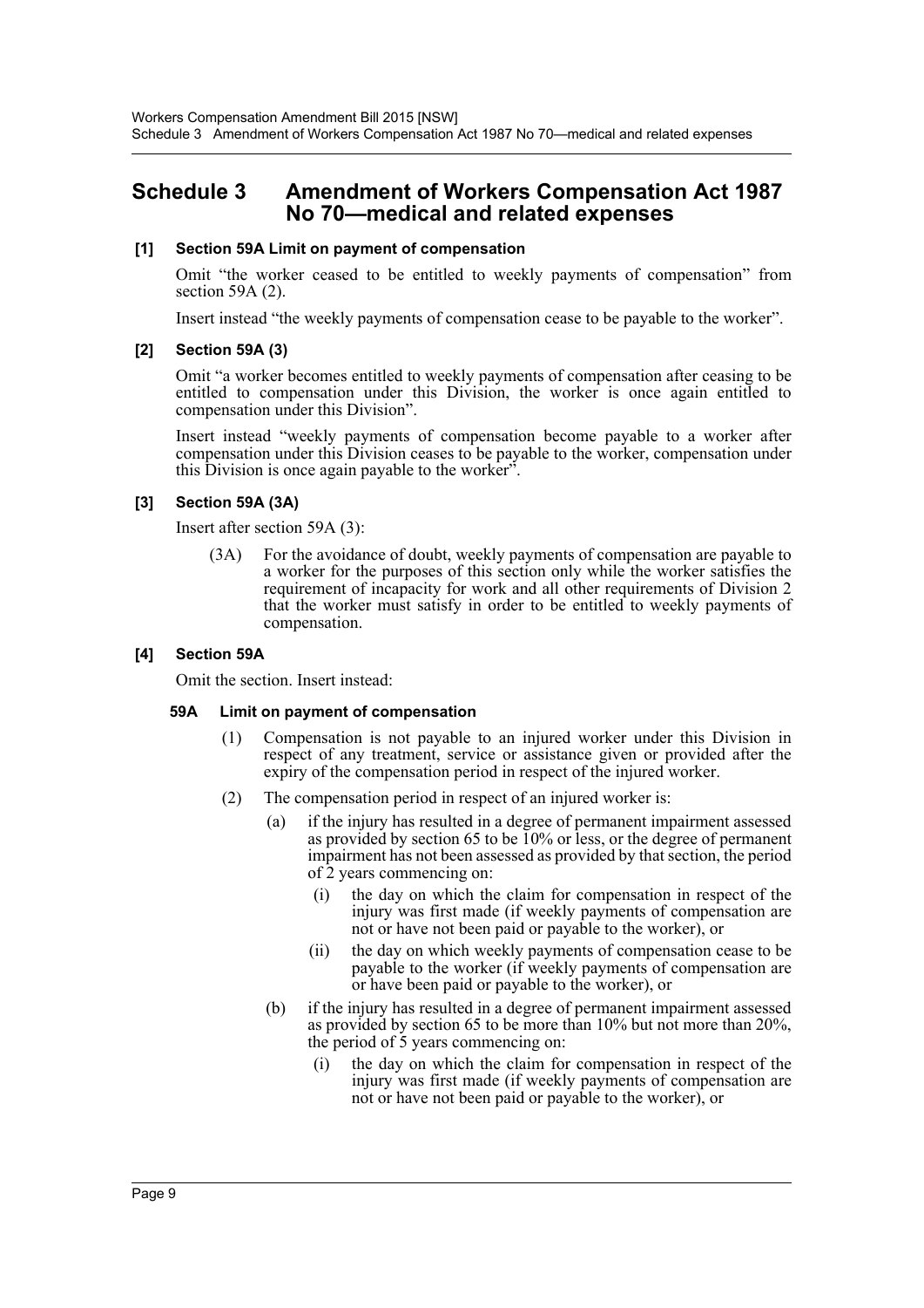# Schedule 3 Amendment of Workers Compensation Act 1987 No 70—medical and related expenses

### [1] Section 59A Limit on payment of compensation

Omit "the worker ceased to be entitled to weekly payments of compensation" from section 59A (2).

Insert instead "the weekly payments of compensation cease to be payable to the worker".

### [2] Section 59A (3)

Omit "a worker becomes entitled to weekly payments of compensation after ceasing to be entitled to compensation under this Division, the worker is once again entitled to compensation under this Division".

Insert instead "weekly payments of compensation become payable to a worker after compensation under this Division ceases to be payable to the worker, compensation under this Division is once again payable to the worker".

### [3] Section 59A (3A)

Insert after section 59A (3):

> (3A) For the avoidance of doubt, weekly payments of compensation are payable to a worker for the purposes of this section only while the worker satisfies the requirement of incapacity for work and all other requirements of Division 2 that the worker must satisfy in order to be entitled to weekly payments of compensation.

### [4] Section 59A

Omit the section. Insert instead:

**59A Limit on payment of compensation**

(1) Compensation is not payable to an injured worker under this Division in respect of any treatment, service or assistance given or provided after the expiry of the compensation period in respect of the injured worker.

(2) The compensation period in respect of an injured worker is:

(a) if the injury has resulted in a degree of permanent impairment assessed as provided by section 65 to be 10% or less, or the degree of permanent impairment has not been assessed as provided by that section, the period of 2 years commencing on:

(i) the day on which the claim for compensation in respect of the injury was first made (if weekly payments of compensation are not or have not been paid or payable to the worker), or

(ii) the day on which weekly payments of compensation cease to be payable to the worker (if weekly payments of compensation are or have been paid or payable to the worker), or

(b) if the injury has resulted in a degree of permanent impairment assessed as provided by section 65 to be more than 10% but not more than 20%, the period of 5 years commencing on:

(i) the day on which the claim for compensation in respect of the injury was first made (if weekly payments of compensation are not or have not been paid or payable to the worker), or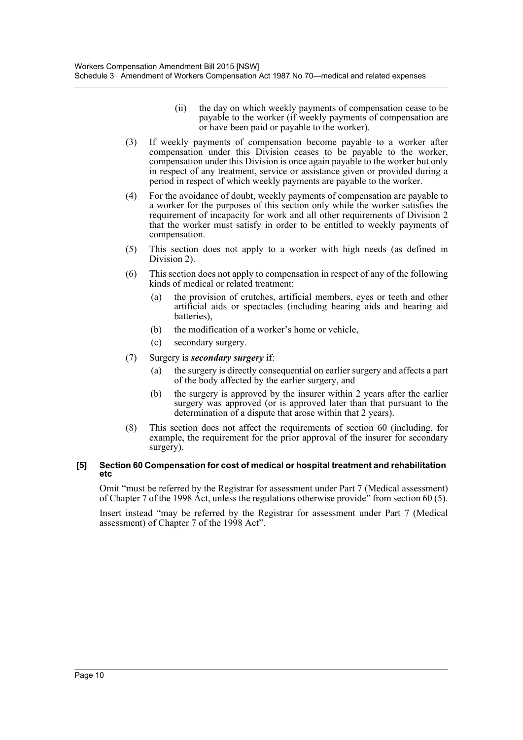(ii) the day on which weekly payments of compensation cease to be payable to the worker (if weekly payments of compensation are or have been paid or payable to the worker).

(3) If weekly payments of compensation become payable to a worker after compensation under this Division ceases to be payable to the worker, compensation under this Division is once again payable to the worker but only in respect of any treatment, service or assistance given or provided during a period in respect of which weekly payments are payable to the worker.

(4) For the avoidance of doubt, weekly payments of compensation are payable to a worker for the purposes of this section only while the worker satisfies the requirement of incapacity for work and all other requirements of Division 2 that the worker must satisfy in order to be entitled to weekly payments of compensation.

(5) This section does not apply to a worker with high needs (as defined in Division 2).

(6) This section does not apply to compensation in respect of any of the following kinds of medical or related treatment:

(a) the provision of crutches, artificial members, eyes or teeth and other artificial aids or spectacles (including hearing aids and hearing aid batteries),

(b) the modification of a worker's home or vehicle,

(c) secondary surgery.

(7) Surgery is ***secondary surgery*** if:

(a) the surgery is directly consequential on earlier surgery and affects a part of the body affected by the earlier surgery, and

(b) the surgery is approved by the insurer within 2 years after the earlier surgery was approved (or is approved later than that pursuant to the determination of a dispute that arose within that 2 years).

(8) This section does not affect the requirements of section 60 (including, for example, the requirement for the prior approval of the insurer for secondary surgery).

**[5] Section 60 Compensation for cost of medical or hospital treatment and rehabilitation etc**

Omit "must be referred by the Registrar for assessment under Part 7 (Medical assessment) of Chapter 7 of the 1998 Act, unless the regulations otherwise provide" from section 60 (5).

Insert instead "may be referred by the Registrar for assessment under Part 7 (Medical assessment) of Chapter 7 of the 1998 Act".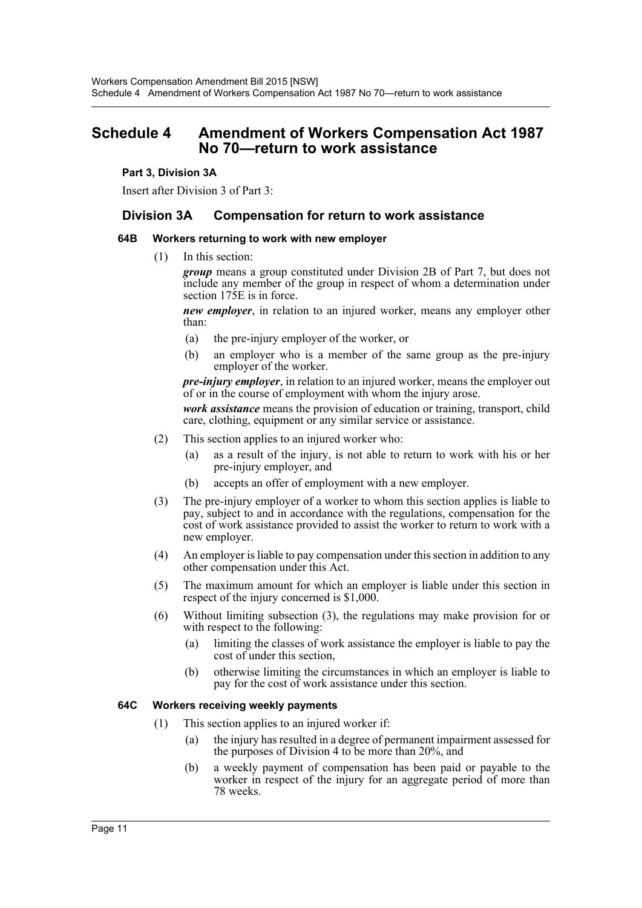# Schedule 4 Amendment of Workers Compensation Act 1987 No 70—return to work assistance

**Part 3, Division 3A**

Insert after Division 3 of Part 3:

## Division 3A Compensation for return to work assistance

### 64B Workers returning to work with new employer

(1) In this section:

***group*** means a group constituted under Division 2B of Part 7, but does not include any member of the group in respect of whom a determination under section 175E is in force.

***new employer***, in relation to an injured worker, means any employer other than:

- (a) the pre-injury employer of the worker, or
- (b) an employer who is a member of the same group as the pre-injury employer of the worker.

***pre-injury employer***, in relation to an injured worker, means the employer out of or in the course of employment with whom the injury arose.

***work assistance*** means the provision of education or training, transport, child care, clothing, equipment or any similar service or assistance.

(2) This section applies to an injured worker who:

- (a) as a result of the injury, is not able to return to work with his or her pre-injury employer, and
- (b) accepts an offer of employment with a new employer.

(3) The pre-injury employer of a worker to whom this section applies is liable to pay, subject to and in accordance with the regulations, compensation for the cost of work assistance provided to assist the worker to return to work with a new employer.

(4) An employer is liable to pay compensation under this section in addition to any other compensation under this Act.

(5) The maximum amount for which an employer is liable under this section in respect of the injury concerned is $1,000.

(6) Without limiting subsection (3), the regulations may make provision for or with respect to the following:

- (a) limiting the classes of work assistance the employer is liable to pay the cost of under this section,
- (b) otherwise limiting the circumstances in which an employer is liable to pay for the cost of work assistance under this section.

### 64C Workers receiving weekly payments

(1) This section applies to an injured worker if:

- (a) the injury has resulted in a degree of permanent impairment assessed for the purposes of Division 4 to be more than 20%, and
- (b) a weekly payment of compensation has been paid or payable to the worker in respect of the injury for an aggregate period of more than 78 weeks.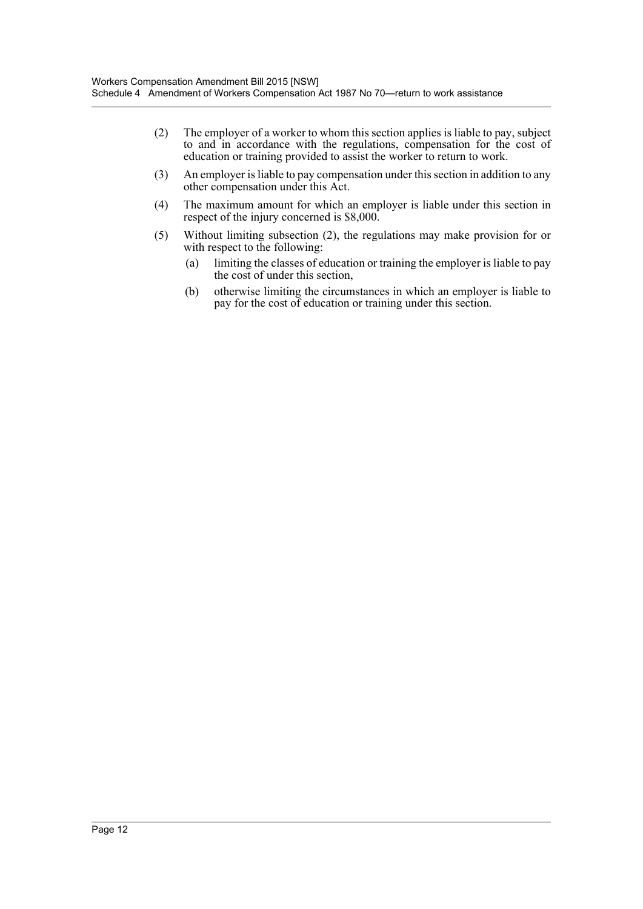(2) The employer of a worker to whom this section applies is liable to pay, subject to and in accordance with the regulations, compensation for the cost of education or training provided to assist the worker to return to work.

(3) An employer is liable to pay compensation under this section in addition to any other compensation under this Act.

(4) The maximum amount for which an employer is liable under this section in respect of the injury concerned is $8,000.

(5) Without limiting subsection (2), the regulations may make provision for or with respect to the following:

   (a) limiting the classes of education or training the employer is liable to pay the cost of under this section,

   (b) otherwise limiting the circumstances in which an employer is liable to pay for the cost of education or training under this section.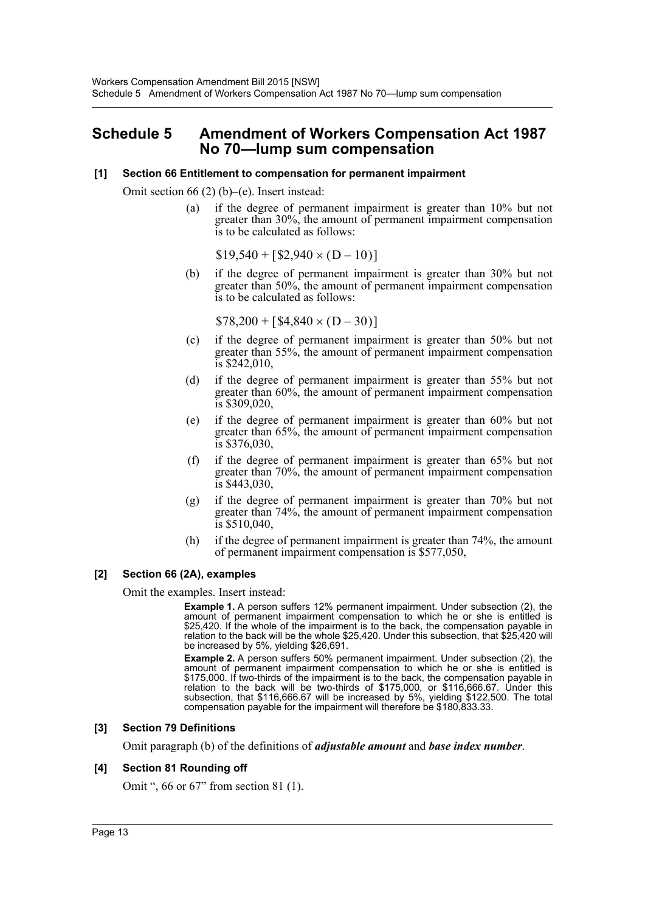# Schedule 5 Amendment of Workers Compensation Act 1987 No 70—lump sum compensation

**[1] Section 66 Entitlement to compensation for permanent impairment**

Omit section 66 (2) (b)–(e). Insert instead:

(a) if the degree of permanent impairment is greater than 10% but not greater than 30%, the amount of permanent impairment compensation is to be calculated as follows:

$$\$19,540 + [\$2,940 \times (D - 10)]$$

(b) if the degree of permanent impairment is greater than 30% but not greater than 50%, the amount of permanent impairment compensation is to be calculated as follows:

$$\$78,200 + [\$4,840 \times (D - 30)]$$

(c) if the degree of permanent impairment is greater than 50% but not greater than 55%, the amount of permanent impairment compensation is $242,010,

(d) if the degree of permanent impairment is greater than 55% but not greater than 60%, the amount of permanent impairment compensation is $309,020,

(e) if the degree of permanent impairment is greater than 60% but not greater than 65%, the amount of permanent impairment compensation is $376,030,

(f) if the degree of permanent impairment is greater than 65% but not greater than 70%, the amount of permanent impairment compensation is $443,030,

(g) if the degree of permanent impairment is greater than 70% but not greater than 74%, the amount of permanent impairment compensation is $510,040,

(h) if the degree of permanent impairment is greater than 74%, the amount of permanent impairment compensation is $577,050,

**[2] Section 66 (2A), examples**

Omit the examples. Insert instead:

**Example 1.** A person suffers 12% permanent impairment. Under subsection (2), the amount of permanent impairment compensation to which he or she is entitled is $25,420. If the whole of the impairment is to the back, the compensation payable in relation to the back will be the whole $25,420. Under this subsection, that $25,420 will be increased by 5%, yielding $26,691.

**Example 2.** A person suffers 50% permanent impairment. Under subsection (2), the amount of permanent impairment compensation to which he or she is entitled is $175,000. If two-thirds of the impairment is to the back, the compensation payable in relation to the back will be two-thirds of $175,000, or $116,666.67. Under this subsection, that $116,666.67 will be increased by 5%, yielding $122,500. The total compensation payable for the impairment will therefore be $180,833.33.

**[3] Section 79 Definitions**

Omit paragraph (b) of the definitions of ***adjustable amount*** and ***base index number***.

**[4] Section 81 Rounding off**

Omit ", 66 or 67" from section 81 (1).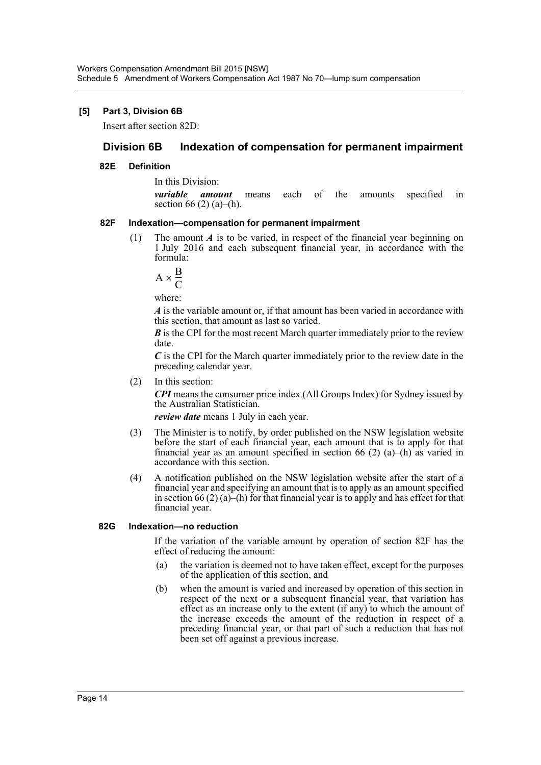### [5] Part 3, Division 6B

Insert after section 82D:

## Division 6B Indexation of compensation for permanent impairment

#### 82E Definition

In this Division:

***variable amount*** means each of the amounts specified in section 66 (2) (a)–(h).

#### 82F Indexation—compensation for permanent impairment

(1) The amount ***A*** is to be varied, in respect of the financial year beginning on 1 July 2016 and each subsequent financial year, in accordance with the formula:

$$A \times \frac{B}{C}$$

where:

***A*** is the variable amount or, if that amount has been varied in accordance with this section, that amount as last so varied.

***B*** is the CPI for the most recent March quarter immediately prior to the review date.

***C*** is the CPI for the March quarter immediately prior to the review date in the preceding calendar year.

(2) In this section:

***CPI*** means the consumer price index (All Groups Index) for Sydney issued by the Australian Statistician.

***review date*** means 1 July in each year.

(3) The Minister is to notify, by order published on the NSW legislation website before the start of each financial year, each amount that is to apply for that financial year as an amount specified in section 66 (2) (a)–(h) as varied in accordance with this section.

(4) A notification published on the NSW legislation website after the start of a financial year and specifying an amount that is to apply as an amount specified in section 66 (2) (a)–(h) for that financial year is to apply and has effect for that financial year.

#### 82G Indexation—no reduction

If the variation of the variable amount by operation of section 82F has the effect of reducing the amount:

(a) the variation is deemed not to have taken effect, except for the purposes of the application of this section, and

(b) when the amount is varied and increased by operation of this section in respect of the next or a subsequent financial year, that variation has effect as an increase only to the extent (if any) to which the amount of the increase exceeds the amount of the reduction in respect of a preceding financial year, or that part of such a reduction that has not been set off against a previous increase.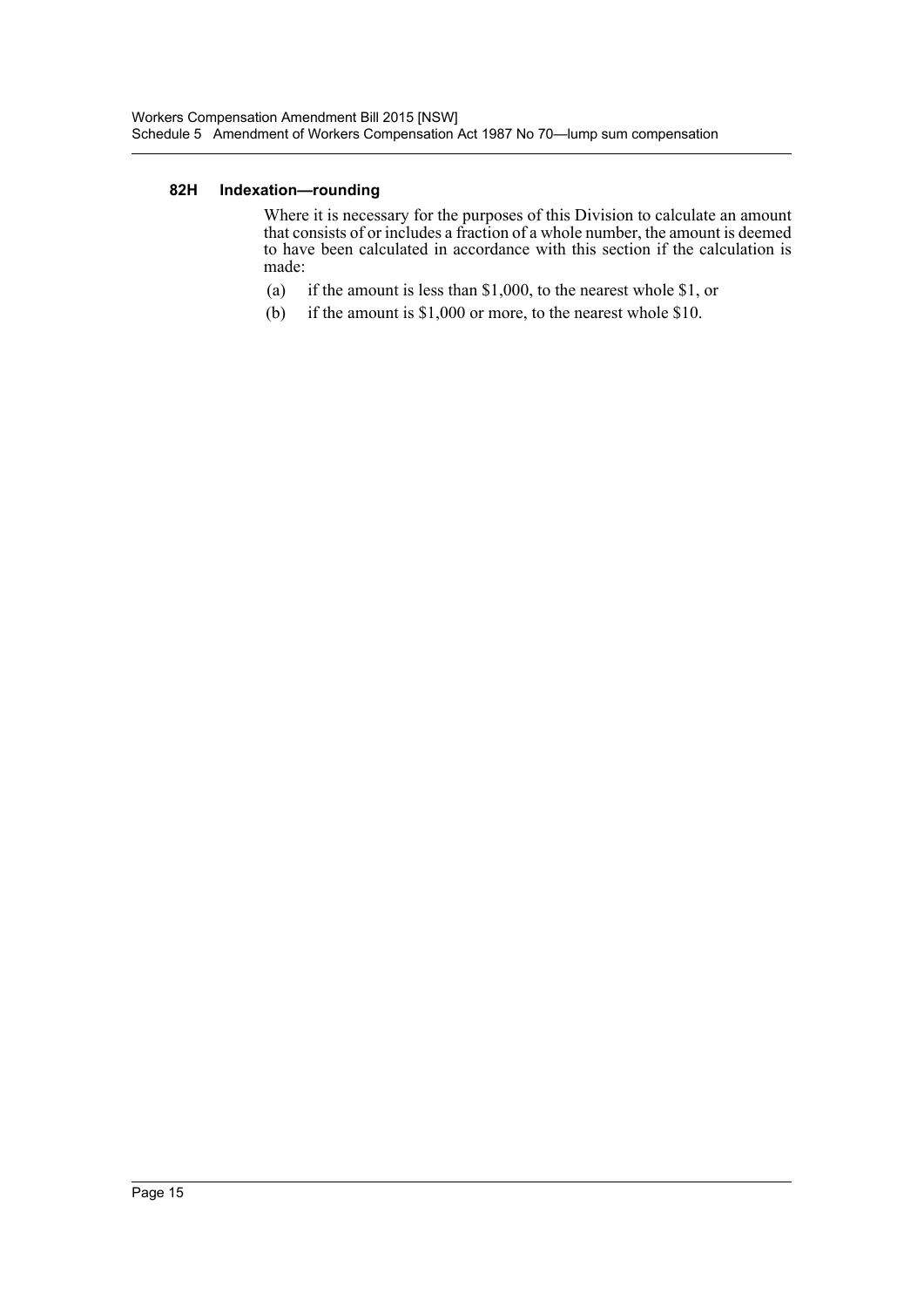#### 82H Indexation—rounding

Where it is necessary for the purposes of this Division to calculate an amount that consists of or includes a fraction of a whole number, the amount is deemed to have been calculated in accordance with this section if the calculation is made:

(a) if the amount is less than $1,000, to the nearest whole $1, or

(b) if the amount is $1,000 or more, to the nearest whole $10.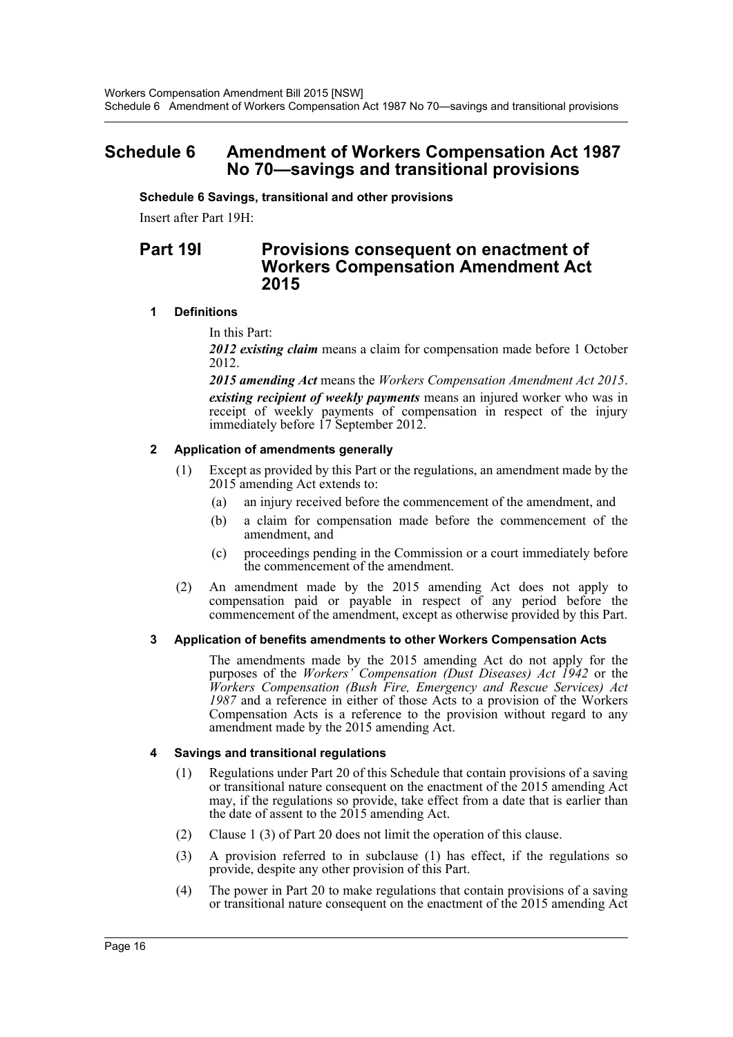# Schedule 6 Amendment of Workers Compensation Act 1987 No 70—savings and transitional provisions

**Schedule 6 Savings, transitional and other provisions**

Insert after Part 19H:

## Part 19I Provisions consequent on enactment of Workers Compensation Amendment Act 2015

### 1 Definitions

In this Part:

***2012 existing claim*** means a claim for compensation made before 1 October 2012.

***2015 amending Act*** means the *Workers Compensation Amendment Act 2015*.

***existing recipient of weekly payments*** means an injured worker who was in receipt of weekly payments of compensation in respect of the injury immediately before 17 September 2012.

### 2 Application of amendments generally

(1) Except as provided by this Part or the regulations, an amendment made by the 2015 amending Act extends to:

- (a) an injury received before the commencement of the amendment, and
- (b) a claim for compensation made before the commencement of the amendment, and
- (c) proceedings pending in the Commission or a court immediately before the commencement of the amendment.

(2) An amendment made by the 2015 amending Act does not apply to compensation paid or payable in respect of any period before the commencement of the amendment, except as otherwise provided by this Part.

### 3 Application of benefits amendments to other Workers Compensation Acts

The amendments made by the 2015 amending Act do not apply for the purposes of the *Workers' Compensation (Dust Diseases) Act 1942* or the *Workers Compensation (Bush Fire, Emergency and Rescue Services) Act 1987* and a reference in either of those Acts to a provision of the Workers Compensation Acts is a reference to the provision without regard to any amendment made by the 2015 amending Act.

### 4 Savings and transitional regulations

(1) Regulations under Part 20 of this Schedule that contain provisions of a saving or transitional nature consequent on the enactment of the 2015 amending Act may, if the regulations so provide, take effect from a date that is earlier than the date of assent to the 2015 amending Act.

(2) Clause 1 (3) of Part 20 does not limit the operation of this clause.

(3) A provision referred to in subclause (1) has effect, if the regulations so provide, despite any other provision of this Part.

(4) The power in Part 20 to make regulations that contain provisions of a saving or transitional nature consequent on the enactment of the 2015 amending Act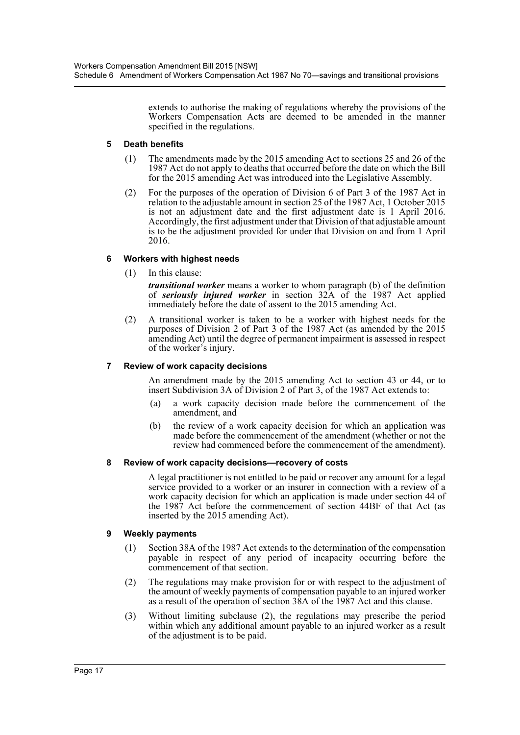extends to authorise the making of regulations whereby the provisions of the Workers Compensation Acts are deemed to be amended in the manner specified in the regulations.

#### 5 Death benefits

(1) The amendments made by the 2015 amending Act to sections 25 and 26 of the 1987 Act do not apply to deaths that occurred before the date on which the Bill for the 2015 amending Act was introduced into the Legislative Assembly.

(2) For the purposes of the operation of Division 6 of Part 3 of the 1987 Act in relation to the adjustable amount in section 25 of the 1987 Act, 1 October 2015 is not an adjustment date and the first adjustment date is 1 April 2016. Accordingly, the first adjustment under that Division of that adjustable amount is to be the adjustment provided for under that Division on and from 1 April 2016.

#### 6 Workers with highest needs

(1) In this clause:

***transitional worker*** means a worker to whom paragraph (b) of the definition of ***seriously injured worker*** in section 32A of the 1987 Act applied immediately before the date of assent to the 2015 amending Act.

(2) A transitional worker is taken to be a worker with highest needs for the purposes of Division 2 of Part 3 of the 1987 Act (as amended by the 2015 amending Act) until the degree of permanent impairment is assessed in respect of the worker's injury.

#### 7 Review of work capacity decisions

An amendment made by the 2015 amending Act to section 43 or 44, or to insert Subdivision 3A of Division 2 of Part 3, of the 1987 Act extends to:

(a) a work capacity decision made before the commencement of the amendment, and

(b) the review of a work capacity decision for which an application was made before the commencement of the amendment (whether or not the review had commenced before the commencement of the amendment).

#### 8 Review of work capacity decisions—recovery of costs

A legal practitioner is not entitled to be paid or recover any amount for a legal service provided to a worker or an insurer in connection with a review of a work capacity decision for which an application is made under section 44 of the 1987 Act before the commencement of section 44BF of that Act (as inserted by the 2015 amending Act).

#### 9 Weekly payments

(1) Section 38A of the 1987 Act extends to the determination of the compensation payable in respect of any period of incapacity occurring before the commencement of that section.

(2) The regulations may make provision for or with respect to the adjustment of the amount of weekly payments of compensation payable to an injured worker as a result of the operation of section 38A of the 1987 Act and this clause.

(3) Without limiting subclause (2), the regulations may prescribe the period within which any additional amount payable to an injured worker as a result of the adjustment is to be paid.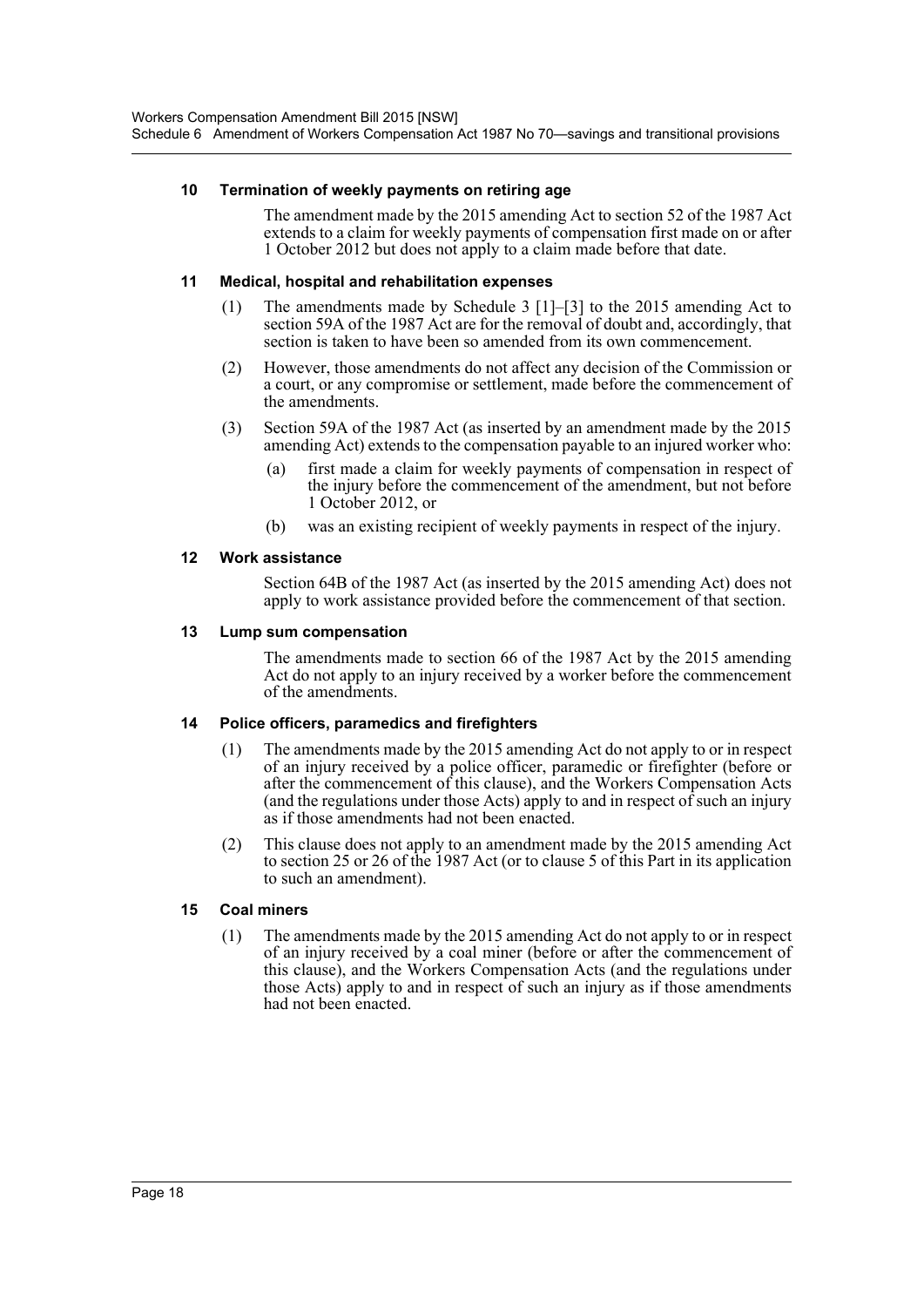### 10 Termination of weekly payments on retiring age

The amendment made by the 2015 amending Act to section 52 of the 1987 Act extends to a claim for weekly payments of compensation first made on or after 1 October 2012 but does not apply to a claim made before that date.

### 11 Medical, hospital and rehabilitation expenses

(1) The amendments made by Schedule 3 [1]–[3] to the 2015 amending Act to section 59A of the 1987 Act are for the removal of doubt and, accordingly, that section is taken to have been so amended from its own commencement.

(2) However, those amendments do not affect any decision of the Commission or a court, or any compromise or settlement, made before the commencement of the amendments.

(3) Section 59A of the 1987 Act (as inserted by an amendment made by the 2015 amending Act) extends to the compensation payable to an injured worker who:

(a) first made a claim for weekly payments of compensation in respect of the injury before the commencement of the amendment, but not before 1 October 2012, or

(b) was an existing recipient of weekly payments in respect of the injury.

### 12 Work assistance

Section 64B of the 1987 Act (as inserted by the 2015 amending Act) does not apply to work assistance provided before the commencement of that section.

### 13 Lump sum compensation

The amendments made to section 66 of the 1987 Act by the 2015 amending Act do not apply to an injury received by a worker before the commencement of the amendments.

### 14 Police officers, paramedics and firefighters

(1) The amendments made by the 2015 amending Act do not apply to or in respect of an injury received by a police officer, paramedic or firefighter (before or after the commencement of this clause), and the Workers Compensation Acts (and the regulations under those Acts) apply to and in respect of such an injury as if those amendments had not been enacted.

(2) This clause does not apply to an amendment made by the 2015 amending Act to section 25 or 26 of the 1987 Act (or to clause 5 of this Part in its application to such an amendment).

### 15 Coal miners

(1) The amendments made by the 2015 amending Act do not apply to or in respect of an injury received by a coal miner (before or after the commencement of this clause), and the Workers Compensation Acts (and the regulations under those Acts) apply to and in respect of such an injury as if those amendments had not been enacted.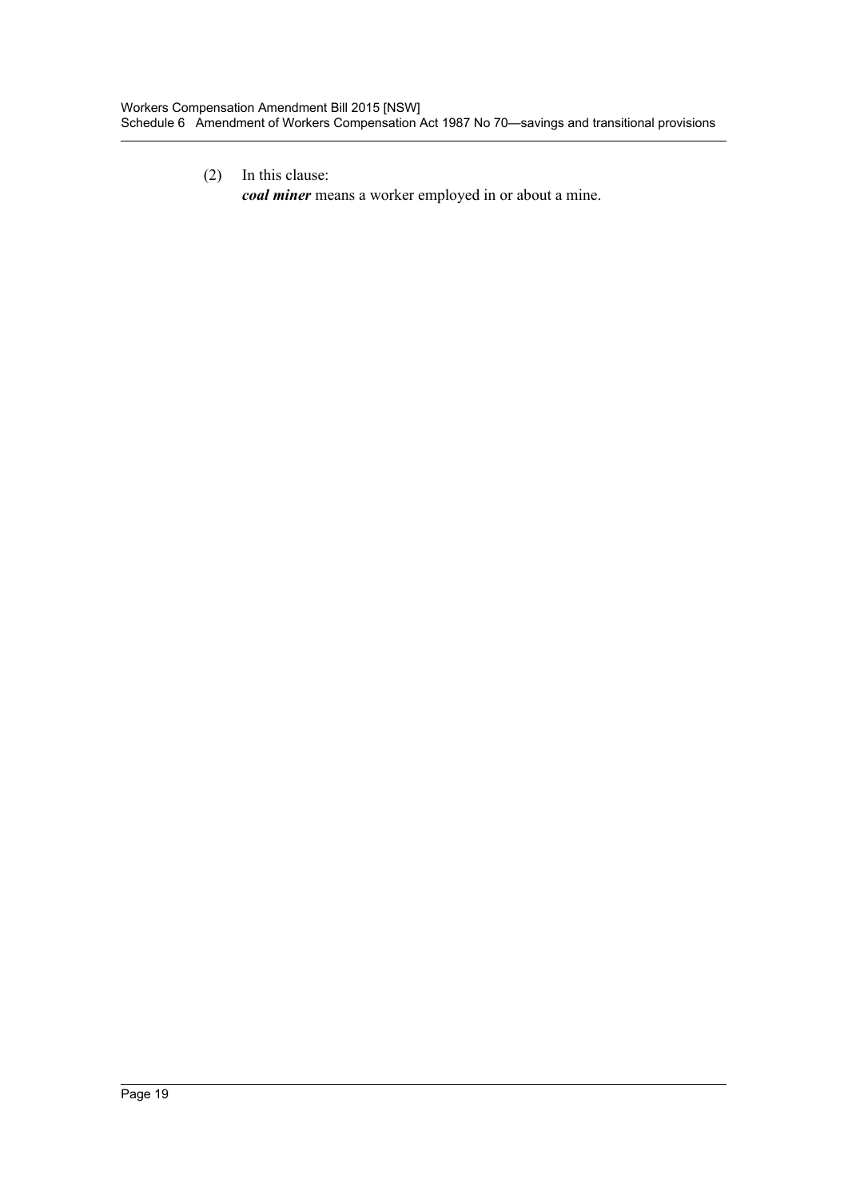(2) In this clause:

***coal miner*** means a worker employed in or about a mine.